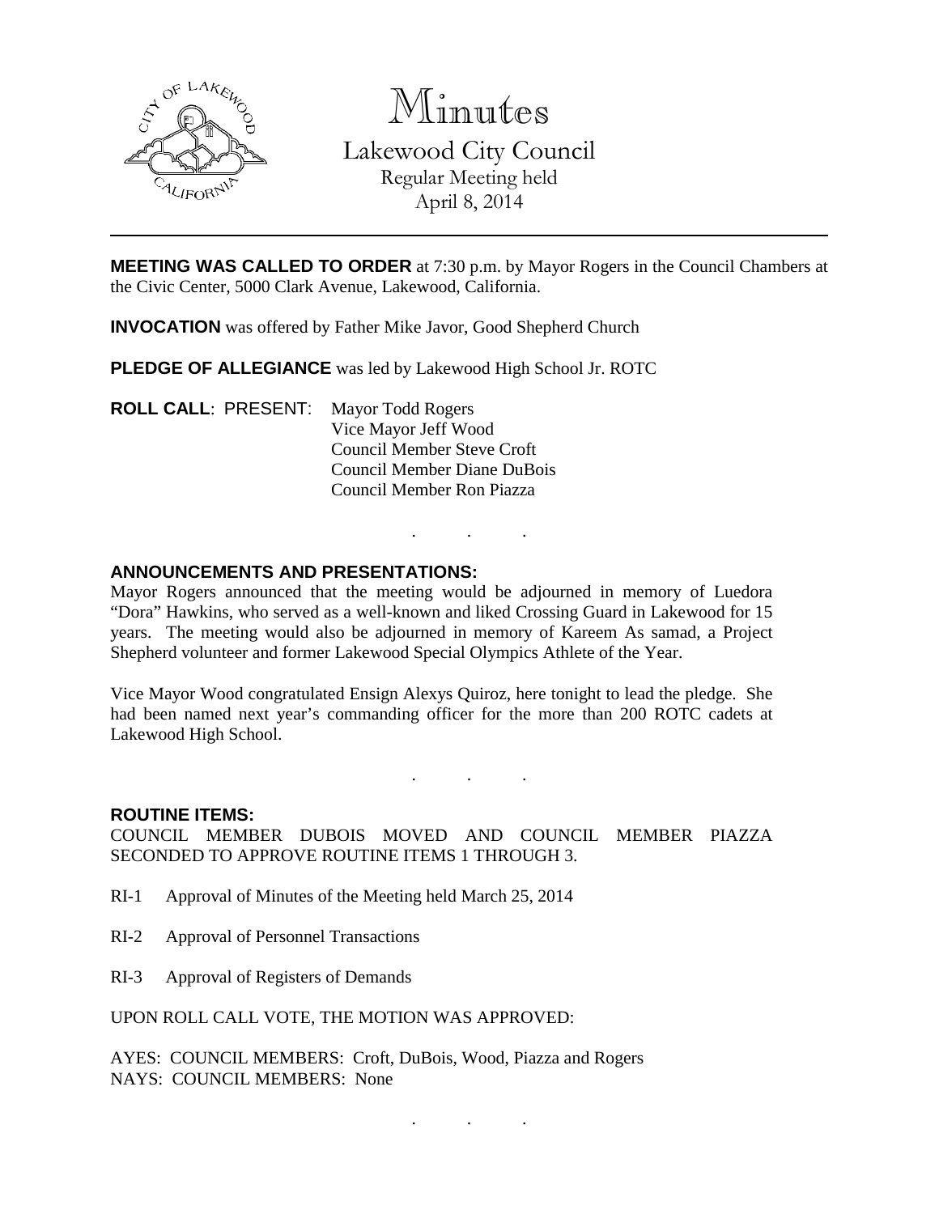# Minutes

## Lakewood City Council

Regular Meeting held
April 8, 2014

---

**MEETING WAS CALLED TO ORDER** at 7:30 p.m. by Mayor Rogers in the Council Chambers at the Civic Center, 5000 Clark Avenue, Lakewood, California.

**INVOCATION** was offered by Father Mike Javor, Good Shepherd Church

**PLEDGE OF ALLEGIANCE** was led by Lakewood High School Jr. ROTC

**ROLL CALL**: PRESENT: Mayor Todd Rogers
Vice Mayor Jeff Wood
Council Member Steve Croft
Council Member Diane DuBois
Council Member Ron Piazza

. . .

**ANNOUNCEMENTS AND PRESENTATIONS:**

Mayor Rogers announced that the meeting would be adjourned in memory of Luedora "Dora" Hawkins, who served as a well-known and liked Crossing Guard in Lakewood for 15 years. The meeting would also be adjourned in memory of Kareem As samad, a Project Shepherd volunteer and former Lakewood Special Olympics Athlete of the Year.

Vice Mayor Wood congratulated Ensign Alexys Quiroz, here tonight to lead the pledge. She had been named next year's commanding officer for the more than 200 ROTC cadets at Lakewood High School.

. . .

**ROUTINE ITEMS:**

COUNCIL MEMBER DUBOIS MOVED AND COUNCIL MEMBER PIAZZA SECONDED TO APPROVE ROUTINE ITEMS 1 THROUGH 3.

RI-1 Approval of Minutes of the Meeting held March 25, 2014

RI-2 Approval of Personnel Transactions

RI-3 Approval of Registers of Demands

UPON ROLL CALL VOTE, THE MOTION WAS APPROVED:

AYES: COUNCIL MEMBERS: Croft, DuBois, Wood, Piazza and Rogers
NAYS: COUNCIL MEMBERS: None

. . .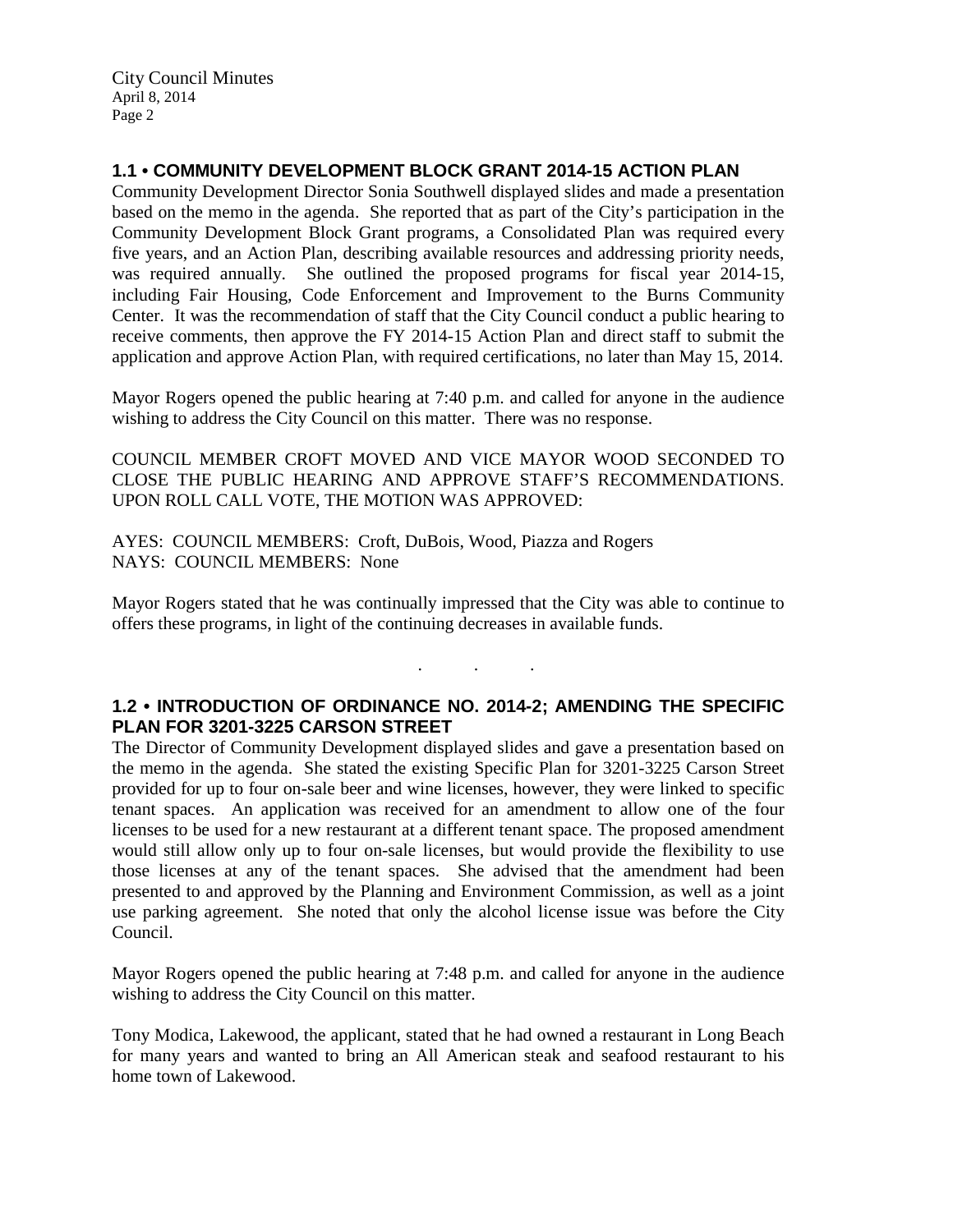## 1.1 • COMMUNITY DEVELOPMENT BLOCK GRANT 2014-15 ACTION PLAN

Community Development Director Sonia Southwell displayed slides and made a presentation based on the memo in the agenda. She reported that as part of the City's participation in the Community Development Block Grant programs, a Consolidated Plan was required every five years, and an Action Plan, describing available resources and addressing priority needs, was required annually. She outlined the proposed programs for fiscal year 2014-15, including Fair Housing, Code Enforcement and Improvement to the Burns Community Center. It was the recommendation of staff that the City Council conduct a public hearing to receive comments, then approve the FY 2014-15 Action Plan and direct staff to submit the application and approve Action Plan, with required certifications, no later than May 15, 2014.

Mayor Rogers opened the public hearing at 7:40 p.m. and called for anyone in the audience wishing to address the City Council on this matter. There was no response.

COUNCIL MEMBER CROFT MOVED AND VICE MAYOR WOOD SECONDED TO CLOSE THE PUBLIC HEARING AND APPROVE STAFF'S RECOMMENDATIONS. UPON ROLL CALL VOTE, THE MOTION WAS APPROVED:

AYES: COUNCIL MEMBERS: Croft, DuBois, Wood, Piazza and Rogers
NAYS: COUNCIL MEMBERS: None

Mayor Rogers stated that he was continually impressed that the City was able to continue to offers these programs, in light of the continuing decreases in available funds.

. . .

## 1.2 • INTRODUCTION OF ORDINANCE NO. 2014-2; AMENDING THE SPECIFIC PLAN FOR 3201-3225 CARSON STREET

The Director of Community Development displayed slides and gave a presentation based on the memo in the agenda. She stated the existing Specific Plan for 3201-3225 Carson Street provided for up to four on-sale beer and wine licenses, however, they were linked to specific tenant spaces. An application was received for an amendment to allow one of the four licenses to be used for a new restaurant at a different tenant space. The proposed amendment would still allow only up to four on-sale licenses, but would provide the flexibility to use those licenses at any of the tenant spaces. She advised that the amendment had been presented to and approved by the Planning and Environment Commission, as well as a joint use parking agreement. She noted that only the alcohol license issue was before the City Council.

Mayor Rogers opened the public hearing at 7:48 p.m. and called for anyone in the audience wishing to address the City Council on this matter.

Tony Modica, Lakewood, the applicant, stated that he had owned a restaurant in Long Beach for many years and wanted to bring an All American steak and seafood restaurant to his home town of Lakewood.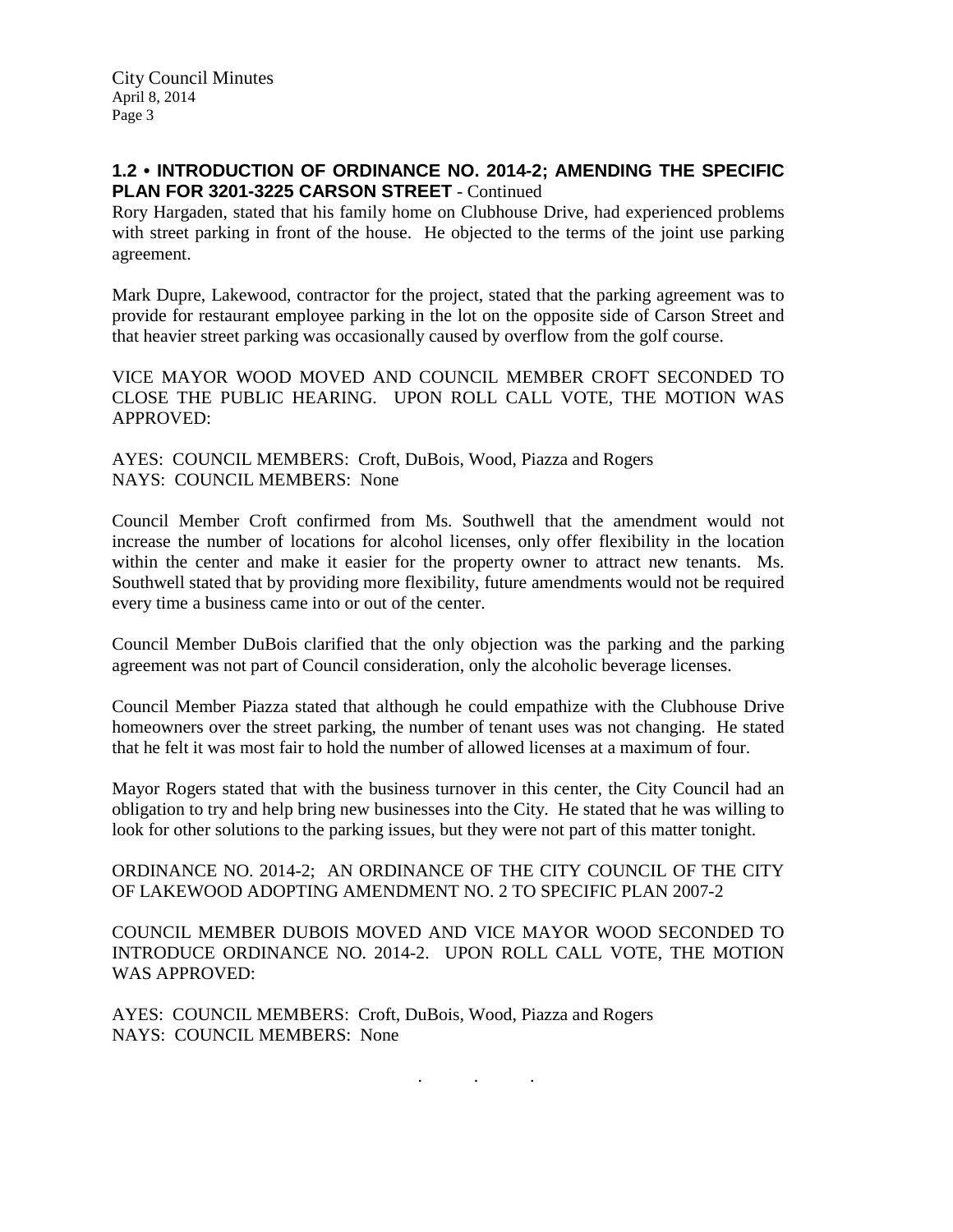**1.2 • INTRODUCTION OF ORDINANCE NO. 2014-2; AMENDING THE SPECIFIC PLAN FOR 3201-3225 CARSON STREET** - Continued

Rory Hargaden, stated that his family home on Clubhouse Drive, had experienced problems with street parking in front of the house. He objected to the terms of the joint use parking agreement.

Mark Dupre, Lakewood, contractor for the project, stated that the parking agreement was to provide for restaurant employee parking in the lot on the opposite side of Carson Street and that heavier street parking was occasionally caused by overflow from the golf course.

VICE MAYOR WOOD MOVED AND COUNCIL MEMBER CROFT SECONDED TO CLOSE THE PUBLIC HEARING. UPON ROLL CALL VOTE, THE MOTION WAS APPROVED:

AYES: COUNCIL MEMBERS: Croft, DuBois, Wood, Piazza and Rogers
NAYS: COUNCIL MEMBERS: None

Council Member Croft confirmed from Ms. Southwell that the amendment would not increase the number of locations for alcohol licenses, only offer flexibility in the location within the center and make it easier for the property owner to attract new tenants. Ms. Southwell stated that by providing more flexibility, future amendments would not be required every time a business came into or out of the center.

Council Member DuBois clarified that the only objection was the parking and the parking agreement was not part of Council consideration, only the alcoholic beverage licenses.

Council Member Piazza stated that although he could empathize with the Clubhouse Drive homeowners over the street parking, the number of tenant uses was not changing. He stated that he felt it was most fair to hold the number of allowed licenses at a maximum of four.

Mayor Rogers stated that with the business turnover in this center, the City Council had an obligation to try and help bring new businesses into the City. He stated that he was willing to look for other solutions to the parking issues, but they were not part of this matter tonight.

ORDINANCE NO. 2014-2; AN ORDINANCE OF THE CITY COUNCIL OF THE CITY OF LAKEWOOD ADOPTING AMENDMENT NO. 2 TO SPECIFIC PLAN 2007-2

COUNCIL MEMBER DUBOIS MOVED AND VICE MAYOR WOOD SECONDED TO INTRODUCE ORDINANCE NO. 2014-2. UPON ROLL CALL VOTE, THE MOTION WAS APPROVED:

AYES: COUNCIL MEMBERS: Croft, DuBois, Wood, Piazza and Rogers
NAYS: COUNCIL MEMBERS: None

. . .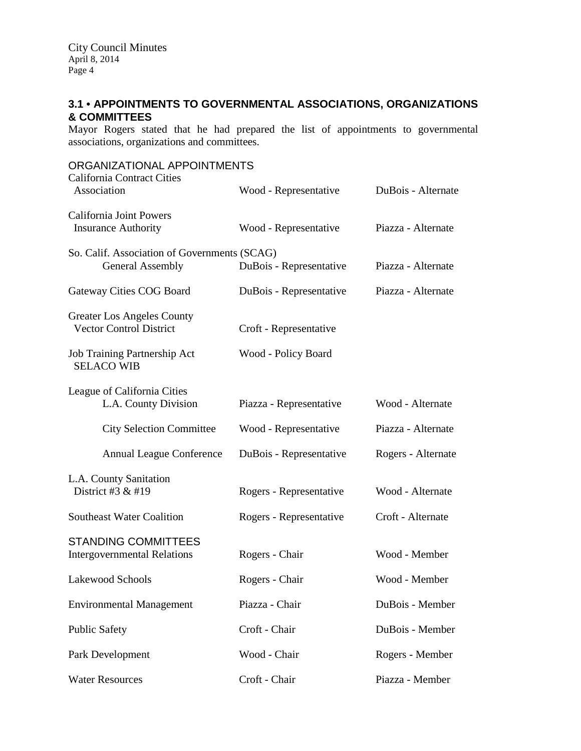## 3.1 • APPOINTMENTS TO GOVERNMENTAL ASSOCIATIONS, ORGANIZATIONS & COMMITTEES

Mayor Rogers stated that he had prepared the list of appointments to governmental associations, organizations and committees.

### ORGANIZATIONAL APPOINTMENTS

| | | |
|---|---|---|
| California Contract Cities Association | Wood - Representative | DuBois - Alternate |
| California Joint Powers Insurance Authority | Wood - Representative | Piazza - Alternate |
| So. Calif. Association of Governments (SCAG) | | |
| General Assembly | DuBois - Representative | Piazza - Alternate |
| Gateway Cities COG Board | DuBois - Representative | Piazza - Alternate |
| Greater Los Angeles County Vector Control District | Croft - Representative | |
| Job Training Partnership Act SELACO WIB | Wood - Policy Board | |
| League of California Cities | | |
| L.A. County Division | Piazza - Representative | Wood - Alternate |
| City Selection Committee | Wood - Representative | Piazza - Alternate |
| Annual League Conference | DuBois - Representative | Rogers - Alternate |
| L.A. County Sanitation District #3 & #19 | Rogers - Representative | Wood - Alternate |
| Southeast Water Coalition | Rogers - Representative | Croft - Alternate |

### STANDING COMMITTEES

| | | |
|---|---|---|
| Intergovernmental Relations | Rogers - Chair | Wood - Member |
| Lakewood Schools | Rogers - Chair | Wood - Member |
| Environmental Management | Piazza - Chair | DuBois - Member |
| Public Safety | Croft - Chair | DuBois - Member |
| Park Development | Wood - Chair | Rogers - Member |
| Water Resources | Croft - Chair | Piazza - Member |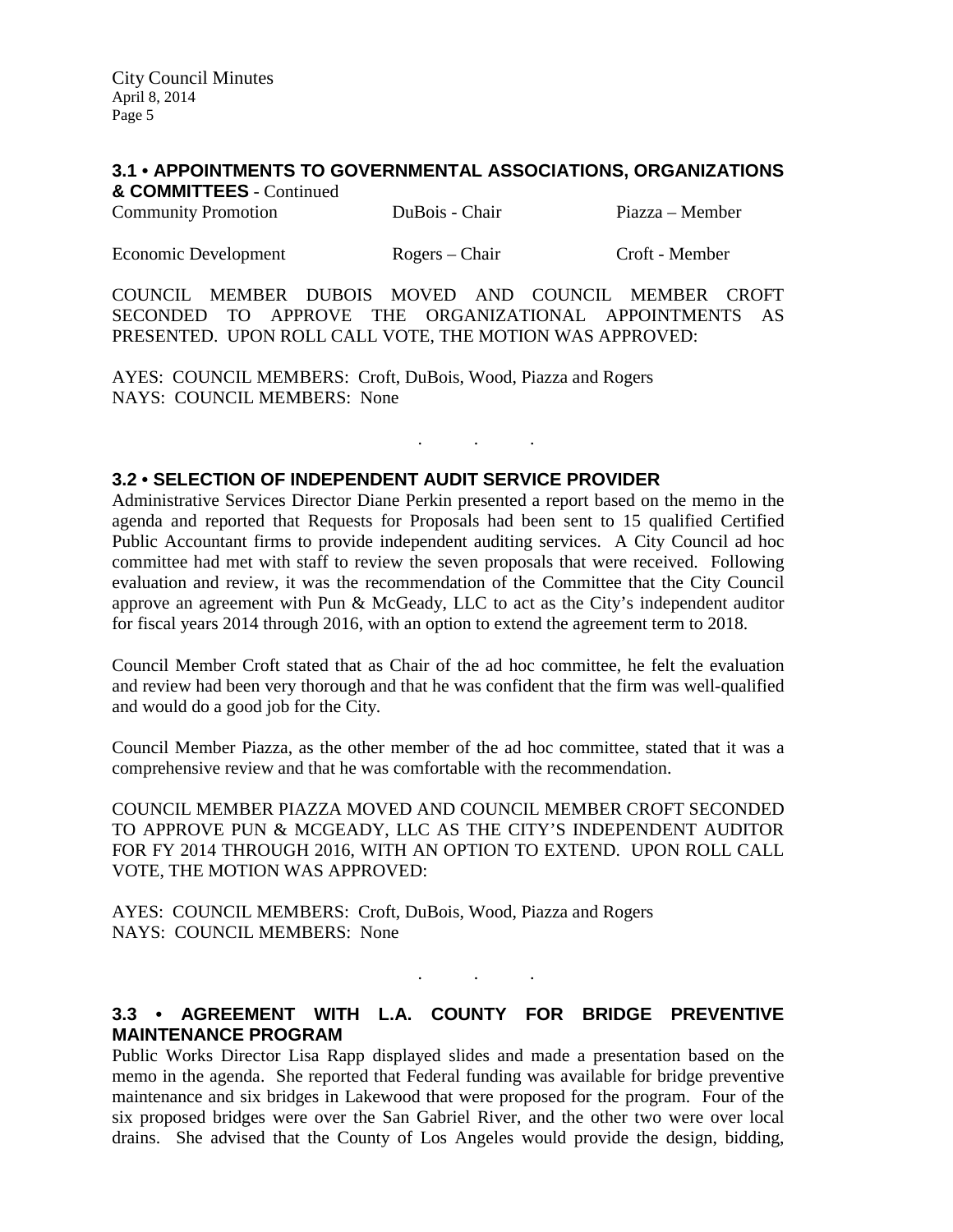## 3.1 • APPOINTMENTS TO GOVERNMENTAL ASSOCIATIONS, ORGANIZATIONS & COMMITTEES - Continued

| | | |
|---|---|---|
| Community Promotion | DuBois - Chair | Piazza – Member |
| Economic Development | Rogers – Chair | Croft - Member |

COUNCIL MEMBER DUBOIS MOVED AND COUNCIL MEMBER CROFT SECONDED TO APPROVE THE ORGANIZATIONAL APPOINTMENTS AS PRESENTED. UPON ROLL CALL VOTE, THE MOTION WAS APPROVED:

AYES: COUNCIL MEMBERS: Croft, DuBois, Wood, Piazza and Rogers
NAYS: COUNCIL MEMBERS: None

. . .

## 3.2 • SELECTION OF INDEPENDENT AUDIT SERVICE PROVIDER

Administrative Services Director Diane Perkin presented a report based on the memo in the agenda and reported that Requests for Proposals had been sent to 15 qualified Certified Public Accountant firms to provide independent auditing services. A City Council ad hoc committee had met with staff to review the seven proposals that were received. Following evaluation and review, it was the recommendation of the Committee that the City Council approve an agreement with Pun & McGeady, LLC to act as the City's independent auditor for fiscal years 2014 through 2016, with an option to extend the agreement term to 2018.

Council Member Croft stated that as Chair of the ad hoc committee, he felt the evaluation and review had been very thorough and that he was confident that the firm was well-qualified and would do a good job for the City.

Council Member Piazza, as the other member of the ad hoc committee, stated that it was a comprehensive review and that he was comfortable with the recommendation.

COUNCIL MEMBER PIAZZA MOVED AND COUNCIL MEMBER CROFT SECONDED TO APPROVE PUN & MCGEADY, LLC AS THE CITY'S INDEPENDENT AUDITOR FOR FY 2014 THROUGH 2016, WITH AN OPTION TO EXTEND. UPON ROLL CALL VOTE, THE MOTION WAS APPROVED:

AYES: COUNCIL MEMBERS: Croft, DuBois, Wood, Piazza and Rogers
NAYS: COUNCIL MEMBERS: None

. . .

## 3.3 • AGREEMENT WITH L.A. COUNTY FOR BRIDGE PREVENTIVE MAINTENANCE PROGRAM

Public Works Director Lisa Rapp displayed slides and made a presentation based on the memo in the agenda. She reported that Federal funding was available for bridge preventive maintenance and six bridges in Lakewood that were proposed for the program. Four of the six proposed bridges were over the San Gabriel River, and the other two were over local drains. She advised that the County of Los Angeles would provide the design, bidding,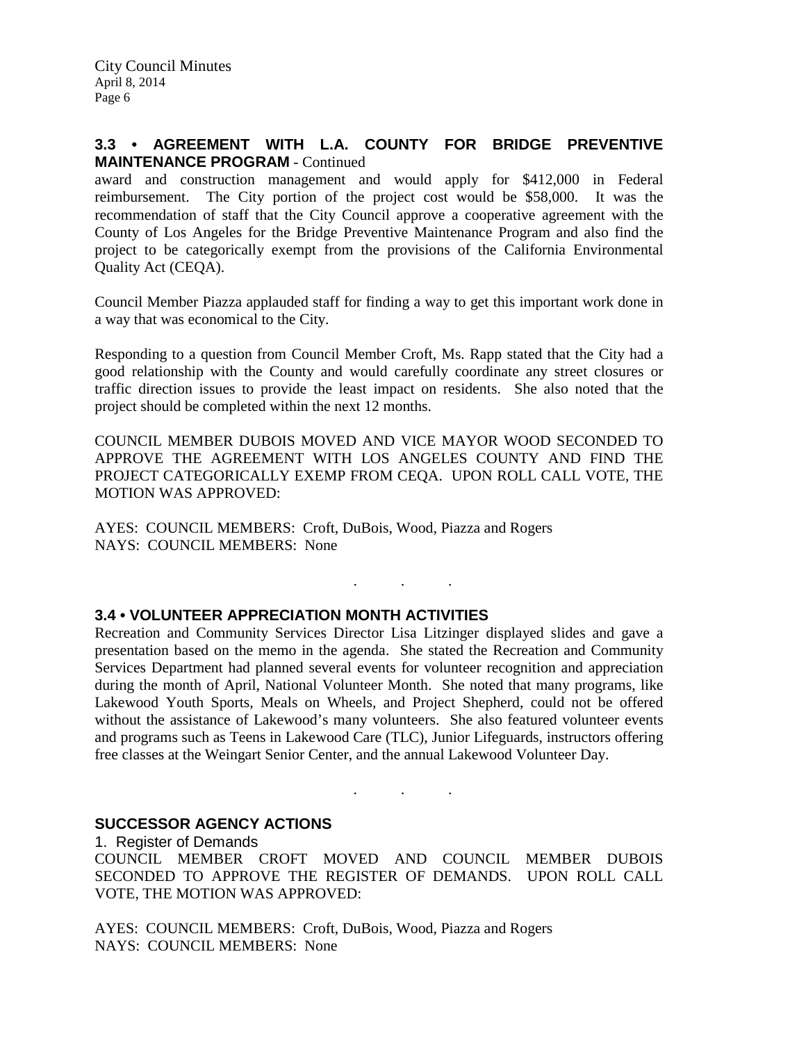### 3.3 • AGREEMENT WITH L.A. COUNTY FOR BRIDGE PREVENTIVE MAINTENANCE PROGRAM - Continued

award and construction management and would apply for $412,000 in Federal reimbursement. The City portion of the project cost would be $58,000. It was the recommendation of staff that the City Council approve a cooperative agreement with the County of Los Angeles for the Bridge Preventive Maintenance Program and also find the project to be categorically exempt from the provisions of the California Environmental Quality Act (CEQA).

Council Member Piazza applauded staff for finding a way to get this important work done in a way that was economical to the City.

Responding to a question from Council Member Croft, Ms. Rapp stated that the City had a good relationship with the County and would carefully coordinate any street closures or traffic direction issues to provide the least impact on residents. She also noted that the project should be completed within the next 12 months.

COUNCIL MEMBER DUBOIS MOVED AND VICE MAYOR WOOD SECONDED TO APPROVE THE AGREEMENT WITH LOS ANGELES COUNTY AND FIND THE PROJECT CATEGORICALLY EXEMP FROM CEQA. UPON ROLL CALL VOTE, THE MOTION WAS APPROVED:

AYES: COUNCIL MEMBERS: Croft, DuBois, Wood, Piazza and Rogers
NAYS: COUNCIL MEMBERS: None

. . .

### 3.4 • VOLUNTEER APPRECIATION MONTH ACTIVITIES

Recreation and Community Services Director Lisa Litzinger displayed slides and gave a presentation based on the memo in the agenda. She stated the Recreation and Community Services Department had planned several events for volunteer recognition and appreciation during the month of April, National Volunteer Month. She noted that many programs, like Lakewood Youth Sports, Meals on Wheels, and Project Shepherd, could not be offered without the assistance of Lakewood's many volunteers. She also featured volunteer events and programs such as Teens in Lakewood Care (TLC), Junior Lifeguards, instructors offering free classes at the Weingart Senior Center, and the annual Lakewood Volunteer Day.

. . .

### SUCCESSOR AGENCY ACTIONS

1. Register of Demands

COUNCIL MEMBER CROFT MOVED AND COUNCIL MEMBER DUBOIS SECONDED TO APPROVE THE REGISTER OF DEMANDS. UPON ROLL CALL VOTE, THE MOTION WAS APPROVED:

AYES: COUNCIL MEMBERS: Croft, DuBois, Wood, Piazza and Rogers
NAYS: COUNCIL MEMBERS: None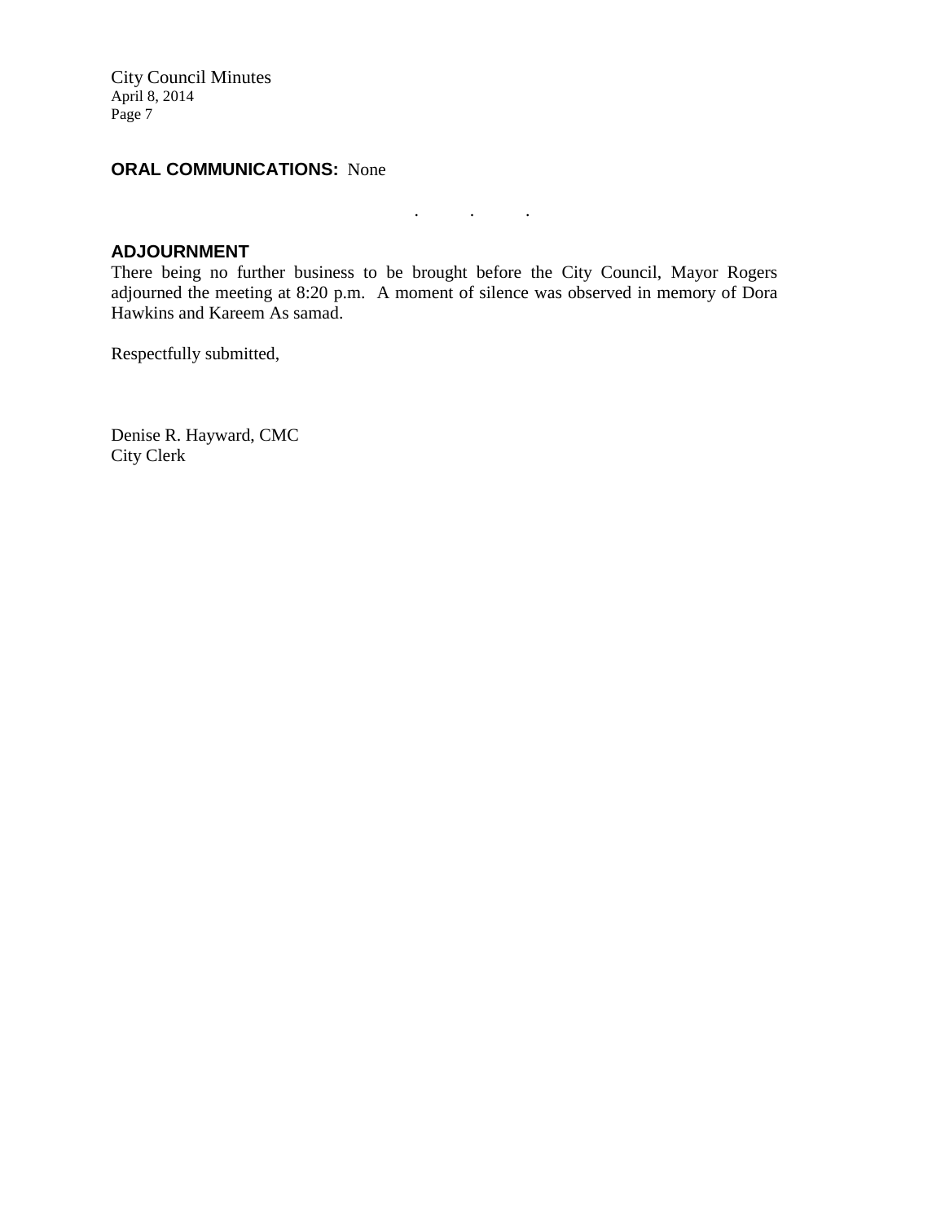**ORAL COMMUNICATIONS:** None

. . .

**ADJOURNMENT**

There being no further business to be brought before the City Council, Mayor Rogers adjourned the meeting at 8:20 p.m. A moment of silence was observed in memory of Dora Hawkins and Kareem As samad.

Respectfully submitted,

Denise R. Hayward, CMC
City Clerk